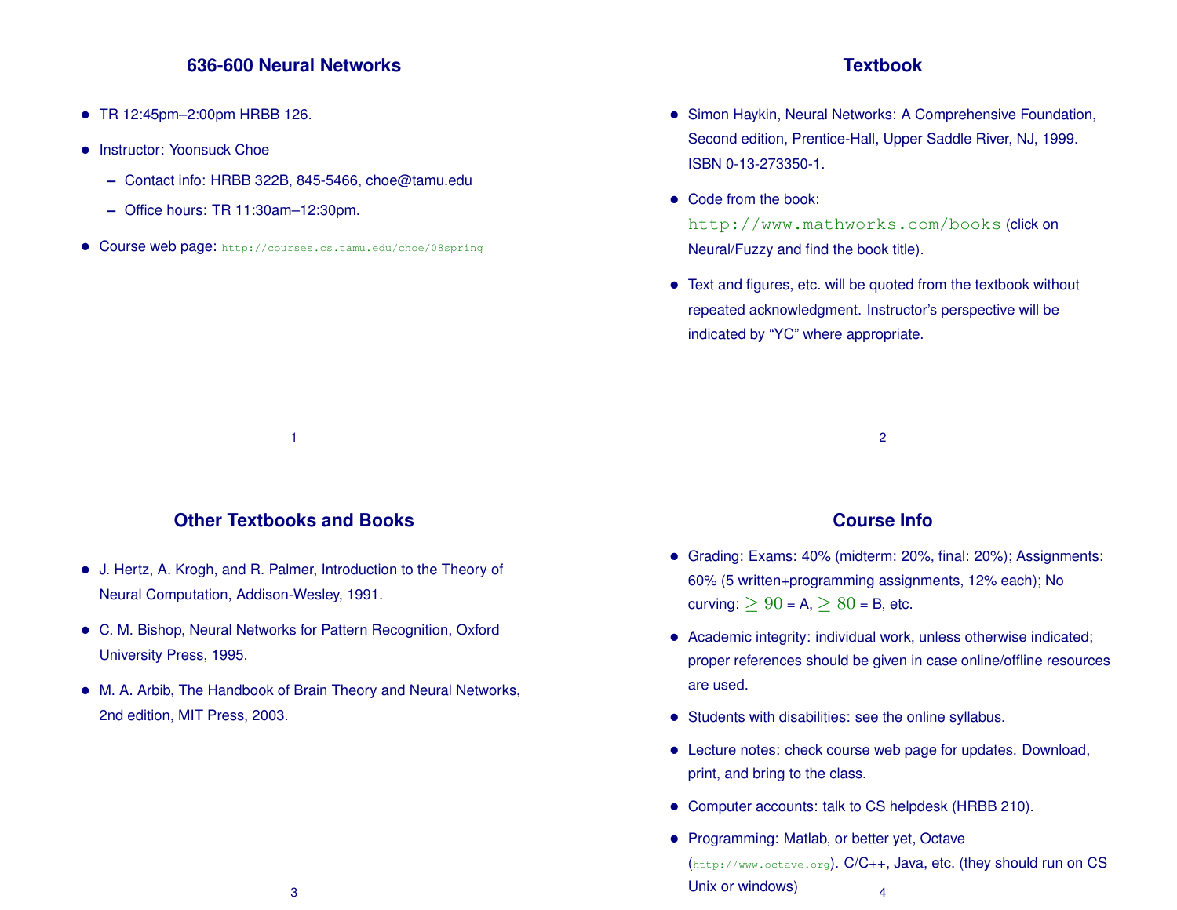# 636-600 Neural Networks

- TR 12:45pm–2:00pm HRBB 126.
- Instructor: Yoonsuck Choe
  - Contact info: HRBB 322B, 845-5466, choe@tamu.edu
  - Office hours: TR 11:30am–12:30pm.
- Course web page: http://courses.cs.tamu.edu/choe/08spring

# Textbook

- Simon Haykin, Neural Networks: A Comprehensive Foundation, Second edition, Prentice-Hall, Upper Saddle River, NJ, 1999. ISBN 0-13-273350-1.
- Code from the book: http://www.mathworks.com/books (click on Neural/Fuzzy and find the book title).
- Text and figures, etc. will be quoted from the textbook without repeated acknowledgment. Instructor's perspective will be indicated by "YC" where appropriate.

# Other Textbooks and Books

- J. Hertz, A. Krogh, and R. Palmer, Introduction to the Theory of Neural Computation, Addison-Wesley, 1991.
- C. M. Bishop, Neural Networks for Pattern Recognition, Oxford University Press, 1995.
- M. A. Arbib, The Handbook of Brain Theory and Neural Networks, 2nd edition, MIT Press, 2003.

# Course Info

- Grading: Exams: 40% (midterm: 20%, final: 20%); Assignments: 60% (5 written+programming assignments, 12% each); No curving: $\geq 90$ = A, $\geq 80$ = B, etc.
- Academic integrity: individual work, unless otherwise indicated; proper references should be given in case online/offline resources are used.
- Students with disabilities: see the online syllabus.
- Lecture notes: check course web page for updates. Download, print, and bring to the class.
- Computer accounts: talk to CS helpdesk (HRBB 210).
- Programming: Matlab, or better yet, Octave (http://www.octave.org). C/C++, Java, etc. (they should run on CS Unix or windows)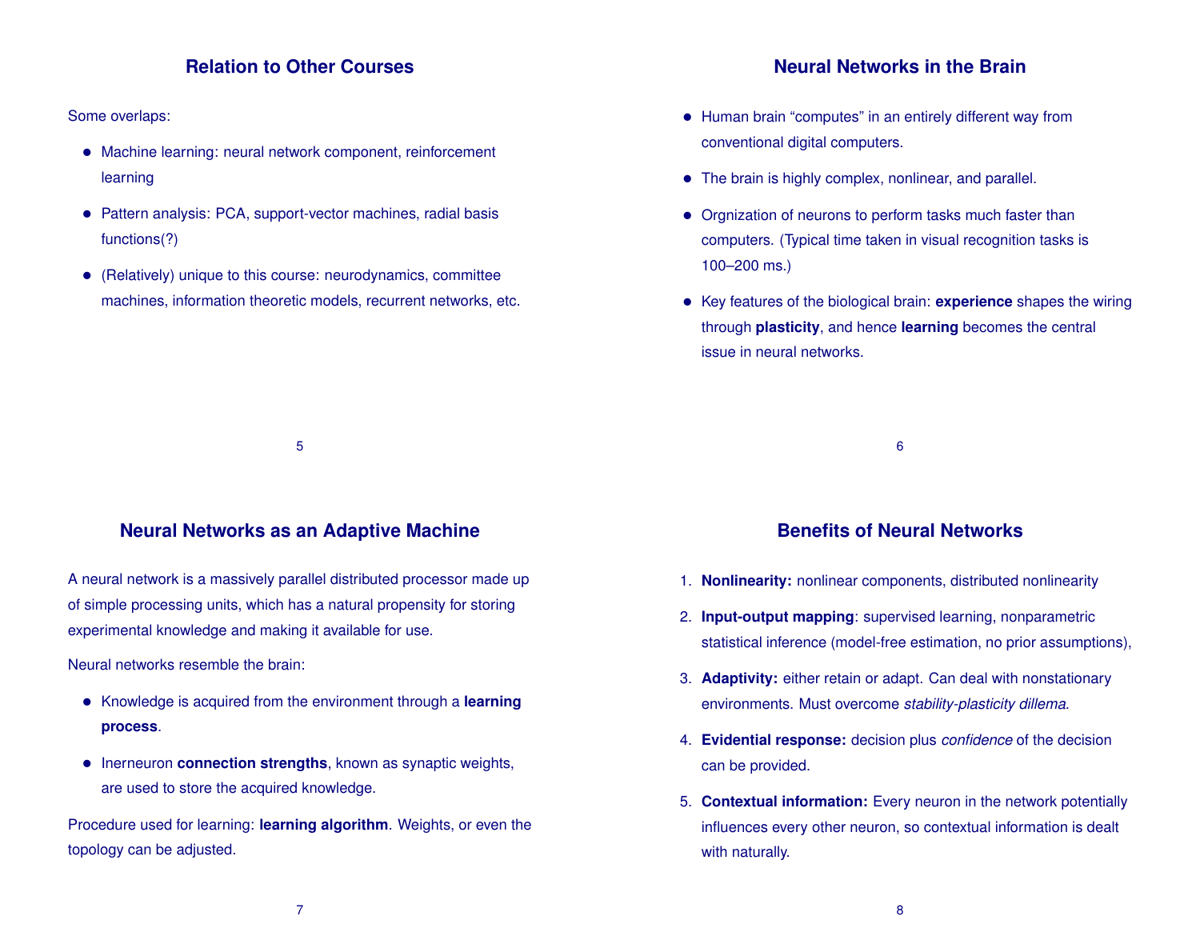## Relation to Other Courses

Some overlaps:

- Machine learning: neural network component, reinforcement learning
- Pattern analysis: PCA, support-vector machines, radial basis functions(?)
- (Relatively) unique to this course: neurodynamics, committee machines, information theoretic models, recurrent networks, etc.

## Neural Networks in the Brain

- Human brain "computes" in an entirely different way from conventional digital computers.
- The brain is highly complex, nonlinear, and parallel.
- Orgnization of neurons to perform tasks much faster than computers. (Typical time taken in visual recognition tasks is 100–200 ms.)
- Key features of the biological brain: **experience** shapes the wiring through **plasticity**, and hence **learning** becomes the central issue in neural networks.

## Neural Networks as an Adaptive Machine

A neural network is a massively parallel distributed processor made up of simple processing units, which has a natural propensity for storing experimental knowledge and making it available for use.

Neural networks resemble the brain:

- Knowledge is acquired from the environment through a **learning process**.
- Inerneuron **connection strengths**, known as synaptic weights, are used to store the acquired knowledge.

Procedure used for learning: **learning algorithm**. Weights, or even the topology can be adjusted.

## Benefits of Neural Networks

1. **Nonlinearity:** nonlinear components, distributed nonlinearity
2. **Input-output mapping**: supervised learning, nonparametric statistical inference (model-free estimation, no prior assumptions),
3. **Adaptivity:** either retain or adapt. Can deal with nonstationary environments. Must overcome *stability-plasticity dillema*.
4. **Evidential response:** decision plus *confidence* of the decision can be provided.
5. **Contextual information:** Every neuron in the network potentially influences every other neuron, so contextual information is dealt with naturally.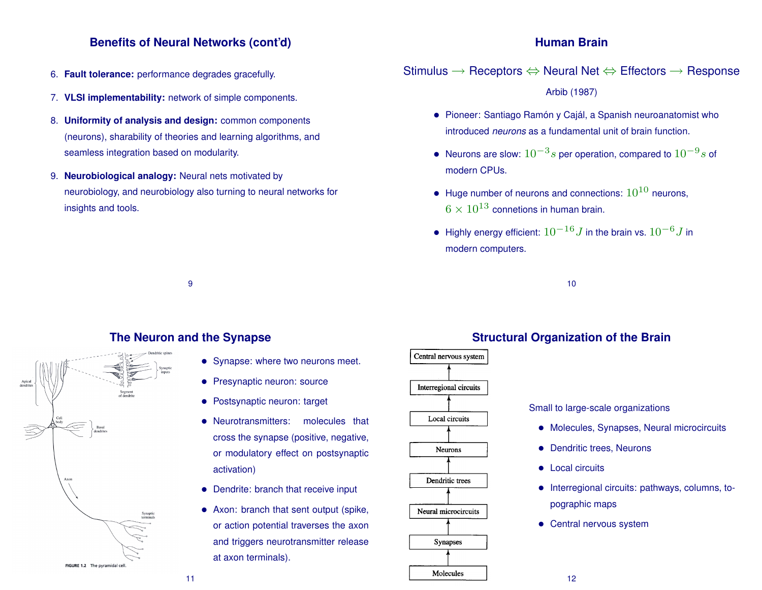## Benefits of Neural Networks (cont'd)

6. **Fault tolerance:** performance degrades gracefully.
7. **VLSI implementability:** network of simple components.
8. **Uniformity of analysis and design:** common components (neurons), sharability of theories and learning algorithms, and seamless integration based on modularity.
9. **Neurobiological analogy:** Neural nets motivated by neurobiology, and neurobiology also turning to neural networks for insights and tools.

## Human Brain

Stimulus $\longrightarrow$ Receptors $\Leftrightarrow$ Neural Net $\Leftrightarrow$ Effectors $\longrightarrow$ Response

Arbib (1987)

- Pioneer: Santiago Ramón y Cajál, a Spanish neuroanatomist who introduced *neurons* as a fundamental unit of brain function.
- Neurons are slow: $10^{-3}s$ per operation, compared to $10^{-9}s$ of modern CPUs.
- Huge number of neurons and connections: $10^{10}$ neurons, $6 \times 10^{13}$ connetions in human brain.
- Highly energy efficient: $10^{-16}J$ in the brain vs. $10^{-6}J$ in modern computers.

## The Neuron and the Synapse

FIGURE 1.2 The pyramidal cell.

- Synapse: where two neurons meet.
- Presynaptic neuron: source
- Postsynaptic neuron: target
- Neurotransmitters: molecules that cross the synapse (positive, negative, or modulatory effect on postsynaptic activation)
- Dendrite: branch that receive input
- Axon: branch that sent output (spike, or action potential traverses the axon and triggers neurotransmitter release at axon terminals).

## Structural Organization of the Brain

Small to large-scale organizations

- Molecules, Synapses, Neural microcircuits
- Dendritic trees, Neurons
- Local circuits
- Interregional circuits: pathways, columns, topographic maps
- Central nervous system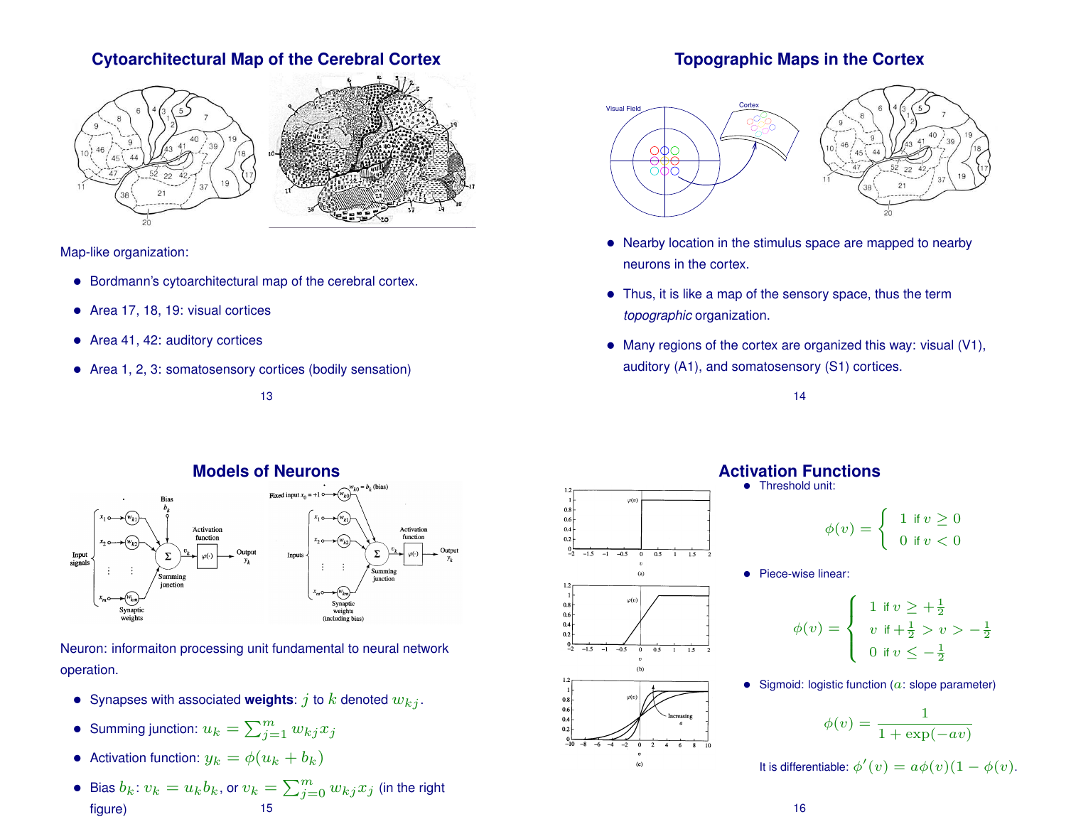## Cytoarchitectural Map of the Cerebral Cortex

Map-like organization:

- Bordmann's cytoarchitectural map of the cerebral cortex.
- Area 17, 18, 19: visual cortices
- Area 41, 42: auditory cortices
- Area 1, 2, 3: somatosensory cortices (bodily sensation)

## Topographic Maps in the Cortex

- Nearby location in the stimulus space are mapped to nearby neurons in the cortex.
- Thus, it is like a map of the sensory space, thus the term *topographic* organization.
- Many regions of the cortex are organized this way: visual (V1), auditory (A1), and somatosensory (S1) cortices.

## Models of Neurons

Neuron: informaiton processing unit fundamental to neural network operation.

- Synapses with associated **weights**: $j$ to $k$ denoted $w_{kj}$.
- Summing junction: $u_k = \sum_{j=1}^{m} w_{kj} x_j$
- Activation function: $y_k = \phi(u_k + b_k)$
- Bias $b_k$: $v_k = u_k b_k$, or $v_k = \sum_{j=0}^{m} w_{kj} x_j$ (in the right figure)

## Activation Functions

- Threshold unit:

$$\phi(v) = \begin{cases} 1 & \text{if } v \geq 0 \\ 0 & \text{if } v < 0 \end{cases}$$

- Piece-wise linear:

$$\phi(v) = \begin{cases} 1 & \text{if } v \geq +\frac{1}{2} \\ v & \text{if } +\frac{1}{2} > v > -\frac{1}{2} \\ 0 & \text{if } v \leq -\frac{1}{2} \end{cases}$$

- Sigmoid: logistic function ($a$: slope parameter)

$$\phi(v) = \frac{1}{1 + \exp(-av)}$$

It is differentiable: $\phi'(v) = a\phi(v)(1 - \phi(v)$.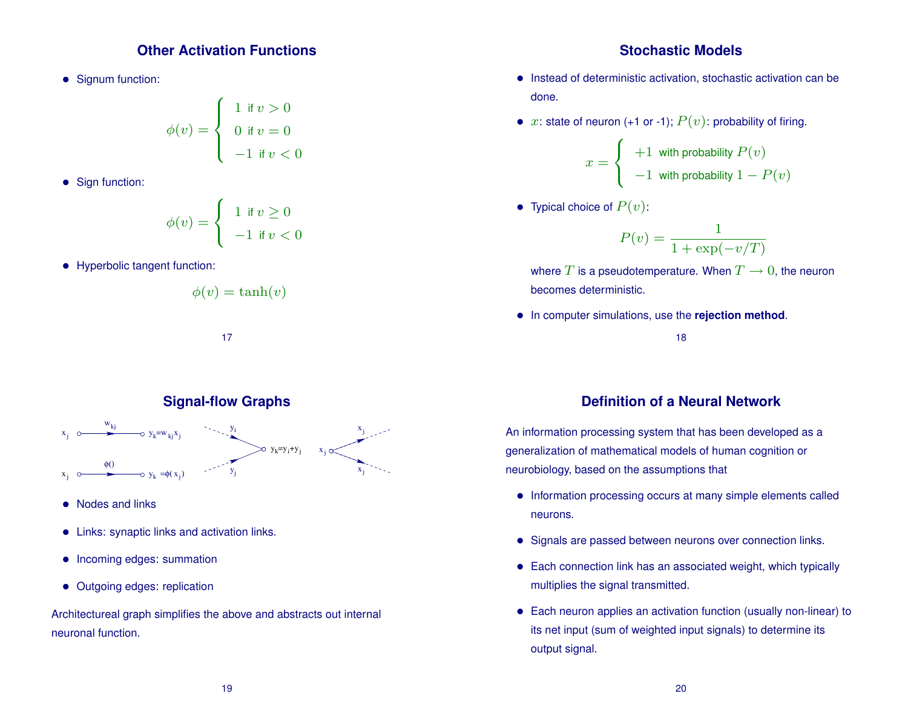## Other Activation Functions

- Signum function:

$$\phi(v) = \begin{cases} 1 & \text{if } v > 0 \\ 0 & \text{if } v = 0 \\ -1 & \text{if } v < 0 \end{cases}$$

- Sign function:

$$\phi(v) = \begin{cases} 1 & \text{if } v \geq 0 \\ -1 & \text{if } v < 0 \end{cases}$$

- Hyperbolic tangent function:

$$\phi(v) = \tanh(v)$$

## Stochastic Models

- Instead of deterministic activation, stochastic activation can be done.
- $x$: state of neuron (+1 or -1); $P(v)$: probability of firing.

$$x = \begin{cases} +1 & \text{with probability } P(v) \\ -1 & \text{with probability } 1 - P(v) \end{cases}$$

- Typical choice of $P(v)$:

$$P(v) = \frac{1}{1 + \exp(-v/T)}$$

  where $T$ is a pseudotemperature. When $T \rightarrow 0$, the neuron becomes deterministic.

- In computer simulations, use the **rejection method**.

## Signal-flow Graphs

$x_j \xrightarrow{w_{kj}} y_k = w_{kj} x_j$

$x_j \xrightarrow{\phi()} y_k = \phi(x_j)$

$y_i, y_j \rightarrow y_k = y_i + y_j$

$x_j \rightarrow x_j, x_j$

- Nodes and links
- Links: synaptic links and activation links.
- Incoming edges: summation
- Outgoing edges: replication

Architectureal graph simplifies the above and abstracts out internal neuronal function.

## Definition of a Neural Network

An information processing system that has been developed as a generalization of mathematical models of human cognition or neurobiology, based on the assumptions that

- Information processing occurs at many simple elements called neurons.
- Signals are passed between neurons over connection links.
- Each connection link has an associated weight, which typically multiplies the signal transmitted.
- Each neuron applies an activation function (usually non-linear) to its net input (sum of weighted input signals) to determine its output signal.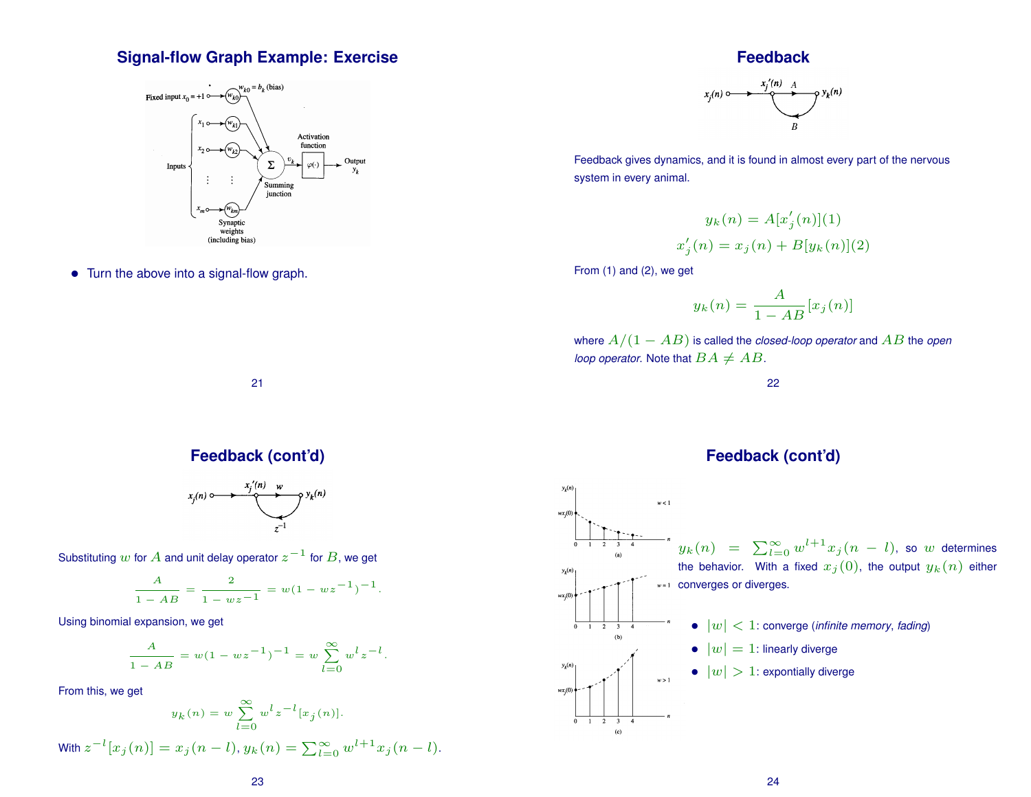## Signal-flow Graph Example: Exercise

- Turn the above into a signal-flow graph.

## Feedback

Feedback gives dynamics, and it is found in almost every part of the nervous system in every animal.

$$y_k(n) = A[x_j'(n)](1)$$

$$x_j'(n) = x_j(n) + B[y_k(n)](2)$$

From (1) and (2), we get

$$y_k(n) = \frac{A}{1 - AB}[x_j(n)]$$

where $A/(1 - AB)$ is called the *closed-loop operator* and $AB$ the *open loop operator*. Note that $BA \neq AB$.

## Feedback (cont'd)

Substituting $w$ for $A$ and unit delay operator $z^{-1}$ for $B$, we get

$$\frac{A}{1 - AB} = \frac{2}{1 - wz^{-1}} = w(1 - wz^{-1})^{-1}.$$

Using binomial expansion, we get

$$\frac{A}{1 - AB} = w(1 - wz^{-1})^{-1} = w\sum_{l=0}^{\infty} w^l z^{-l}.$$

From this, we get

$$y_k(n) = w\sum_{l=0}^{\infty} w^l z^{-l}[x_j(n)].$$

With $z^{-l}[x_j(n)] = x_j(n-l)$, $y_k(n) = \sum_{l=0}^{\infty} w^{l+1} x_j(n-l)$.

## Feedback (cont'd)

$y_k(n) = \sum_{l=0}^{\infty} w^{l+1} x_j(n-l)$, so $w$ determines the behavior. With a fixed $x_j(0)$, the output $y_k(n)$ either converges or diverges.

- $|w| < 1$: converge (*infinite memory*, *fading*)
- $|w| = 1$: linearly diverge
- $|w| > 1$: expontially diverge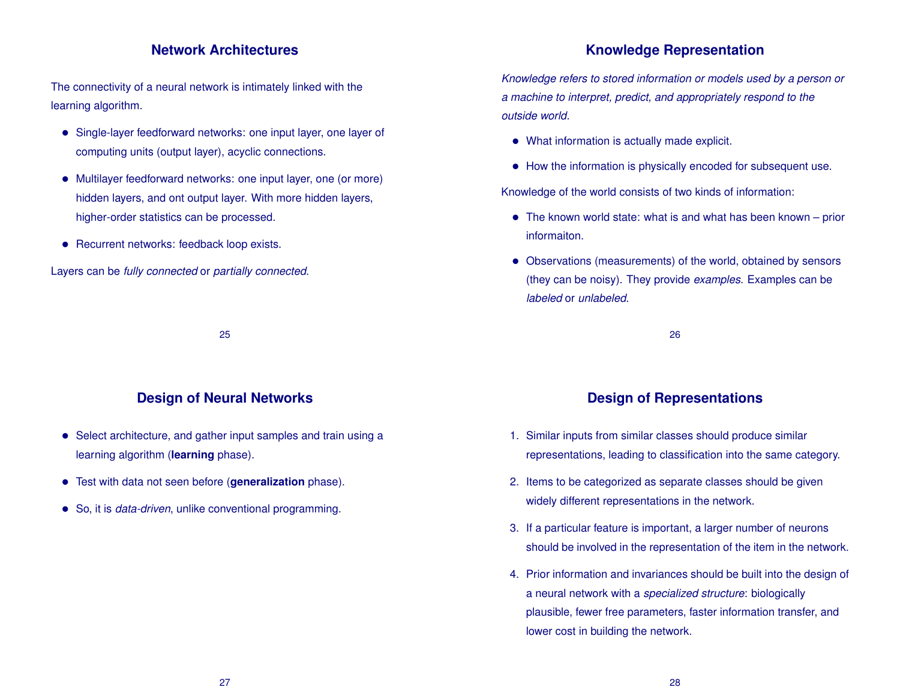## Network Architectures

The connectivity of a neural network is intimately linked with the learning algorithm.

- Single-layer feedforward networks: one input layer, one layer of computing units (output layer), acyclic connections.
- Multilayer feedforward networks: one input layer, one (or more) hidden layers, and ont output layer. With more hidden layers, higher-order statistics can be processed.
- Recurrent networks: feedback loop exists.

Layers can be *fully connected* or *partially connected*.

## Knowledge Representation

*Knowledge refers to stored information or models used by a person or a machine to interpret, predict, and appropriately respond to the outside world.*

- What information is actually made explicit.
- How the information is physically encoded for subsequent use.

Knowledge of the world consists of two kinds of information:

- The known world state: what is and what has been known – prior informaiton.
- Observations (measurements) of the world, obtained by sensors (they can be noisy). They provide *examples*. Examples can be *labeled* or *unlabeled*.

## Design of Neural Networks

- Select architecture, and gather input samples and train using a learning algorithm (**learning** phase).
- Test with data not seen before (**generalization** phase).
- So, it is *data-driven*, unlike conventional programming.

## Design of Representations

1. Similar inputs from similar classes should produce similar representations, leading to classification into the same category.
2. Items to be categorized as separate classes should be given widely different representations in the network.
3. If a particular feature is important, a larger number of neurons should be involved in the representation of the item in the network.
4. Prior information and invariances should be built into the design of a neural network with a *specialized structure*: biologically plausible, fewer free parameters, faster information transfer, and lower cost in building the network.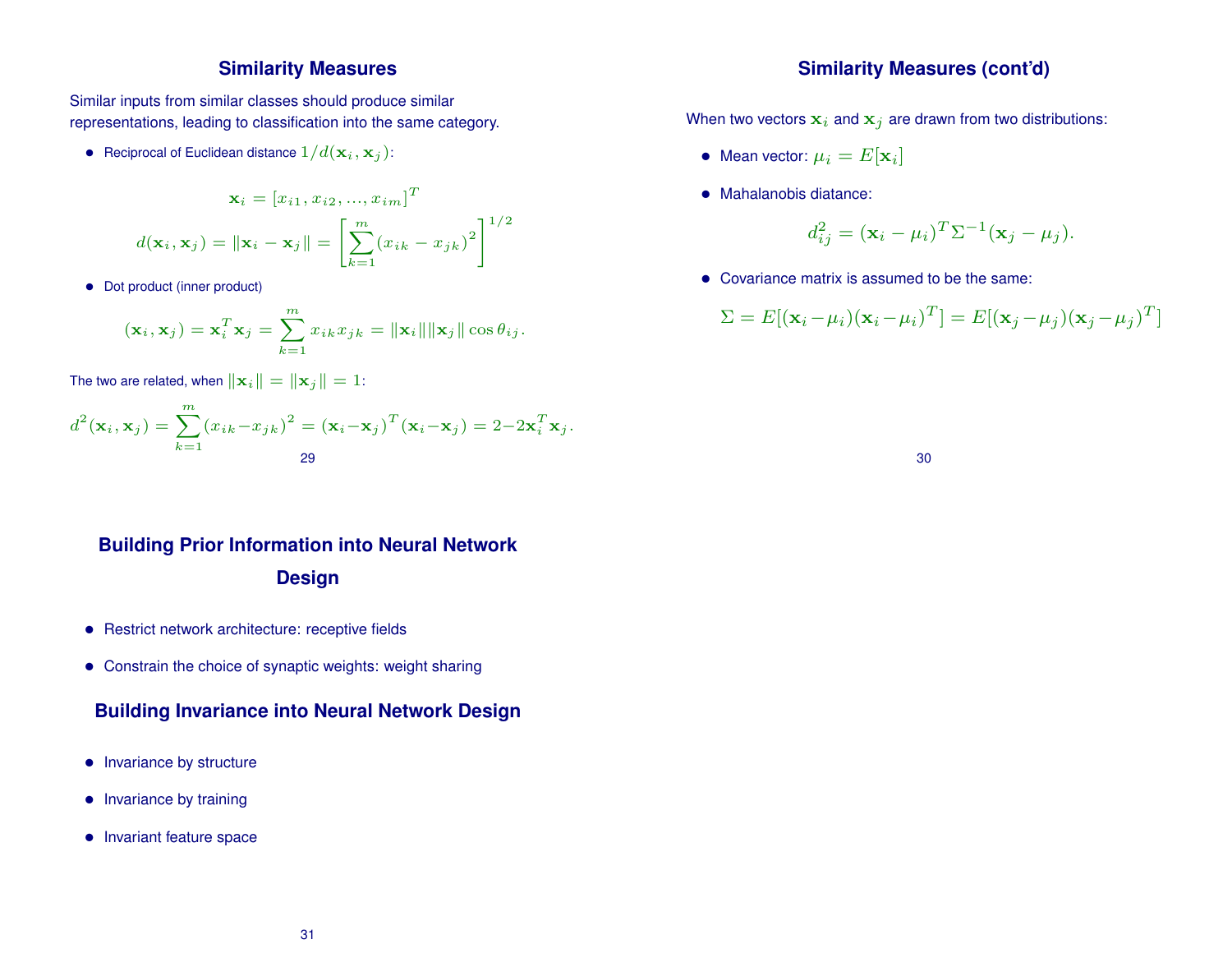## Similarity Measures

Similar inputs from similar classes should produce similar representations, leading to classification into the same category.

- Reciprocal of Euclidean distance $1/d(\mathbf{x}_i, \mathbf{x}_j)$:

$$\mathbf{x}_i = [x_{i1}, x_{i2}, ..., x_{im}]^T$$

$$d(\mathbf{x}_i, \mathbf{x}_j) = \|\mathbf{x}_i - \mathbf{x}_j\| = \left[\sum_{k=1}^{m}(x_{ik} - x_{jk})^2\right]^{1/2}$$

- Dot product (inner product)

$$(\mathbf{x}_i, \mathbf{x}_j) = \mathbf{x}_i^T \mathbf{x}_j = \sum_{k=1}^{m} x_{ik} x_{jk} = \|\mathbf{x}_i\| \|\mathbf{x}_j\| \cos\theta_{ij}.$$

The two are related, when $\|\mathbf{x}_i\| = \|\mathbf{x}_j\| = 1$:

$$d^2(\mathbf{x}_i, \mathbf{x}_j) = \sum_{k=1}^{m}(x_{ik} - x_{jk})^2 = (\mathbf{x}_i - \mathbf{x}_j)^T(\mathbf{x}_i - \mathbf{x}_j) = 2 - 2\mathbf{x}_i^T \mathbf{x}_j.$$

## Similarity Measures (cont'd)

When two vectors $\mathbf{x}_i$ and $\mathbf{x}_j$ are drawn from two distributions:

- Mean vector: $\mu_i = E[\mathbf{x}_i]$
- Mahalanobis diatance:

$$d_{ij}^2 = (\mathbf{x}_i - \mu_i)^T \Sigma^{-1} (\mathbf{x}_j - \mu_j).$$

- Covariance matrix is assumed to be the same:

$$\Sigma = E[(\mathbf{x}_i - \mu_i)(\mathbf{x}_i - \mu_i)^T] = E[(\mathbf{x}_j - \mu_j)(\mathbf{x}_j - \mu_j)^T]$$

## Building Prior Information into Neural Network Design

- Restrict network architecture: receptive fields
- Constrain the choice of synaptic weights: weight sharing

## Building Invariance into Neural Network Design

- Invariance by structure
- Invariance by training
- Invariant feature space